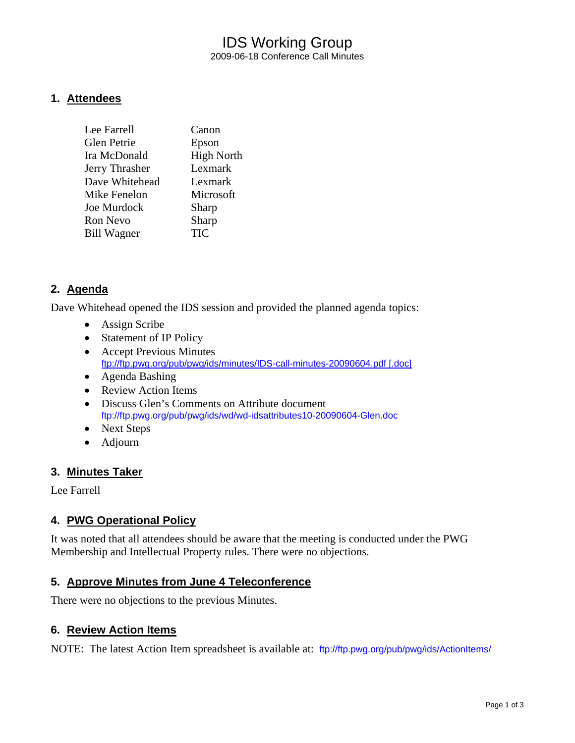# IDS Working Group

2009-06-18 Conference Call Minutes

## 1. Attendees

| | |
|---|---|
| Lee Farrell | Canon |
| Glen Petrie | Epson |
| Ira McDonald | High North |
| Jerry Thrasher | Lexmark |
| Dave Whitehead | Lexmark |
| Mike Fenelon | Microsoft |
| Joe Murdock | Sharp |
| Ron Nevo | Sharp |
| Bill Wagner | TIC |

## 2. Agenda

Dave Whitehead opened the IDS session and provided the planned agenda topics:

- Assign Scribe
- Statement of IP Policy
- Accept Previous Minutes
  ftp://ftp.pwg.org/pub/pwg/ids/minutes/IDS-call-minutes-20090604.pdf [.doc]
- Agenda Bashing
- Review Action Items
- Discuss Glen's Comments on Attribute document
  ftp://ftp.pwg.org/pub/pwg/ids/wd/wd-idsattributes10-20090604-Glen.doc
- Next Steps
- Adjourn

## 3. Minutes Taker

Lee Farrell

## 4. PWG Operational Policy

It was noted that all attendees should be aware that the meeting is conducted under the PWG Membership and Intellectual Property rules. There were no objections.

## 5. Approve Minutes from June 4 Teleconference

There were no objections to the previous Minutes.

## 6. Review Action Items

NOTE: The latest Action Item spreadsheet is available at: ftp://ftp.pwg.org/pub/pwg/ids/ActionItems/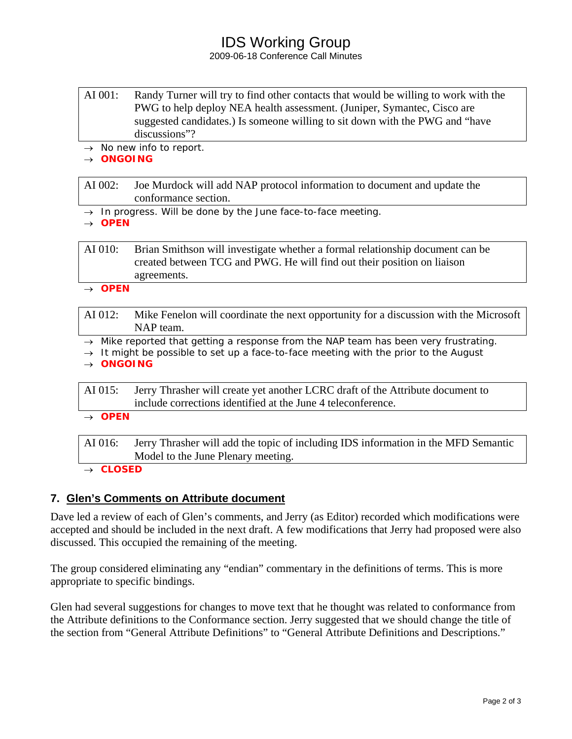| AI 001: | Randy Turner will try to find other contacts that would be willing to work with the PWG to help deploy NEA health assessment. (Juniper, Symantec, Cisco are suggested candidates.) Is someone willing to sit down with the PWG and "have discussions"? |
|---|---|

→ No new info to report.
→ **ONGOING**

| AI 002: | Joe Murdock will add NAP protocol information to document and update the conformance section. |
|---|---|

→ In progress. Will be done by the June face-to-face meeting.
→ **OPEN**

| AI 010: | Brian Smithson will investigate whether a formal relationship document can be created between TCG and PWG. He will find out their position on liaison agreements. |
|---|---|

→ **OPEN**

| AI 012: | Mike Fenelon will coordinate the next opportunity for a discussion with the Microsoft NAP team. |
|---|---|

→ Mike reported that getting a response from the NAP team has been very frustrating.
→ It might be possible to set up a face-to-face meeting with the prior to the August
→ **ONGOING**

| AI 015: | Jerry Thrasher will create yet another LCRC draft of the Attribute document to include corrections identified at the June 4 teleconference. |
|---|---|

→ **OPEN**

| AI 016: | Jerry Thrasher will add the topic of including IDS information in the MFD Semantic Model to the June Plenary meeting. |
|---|---|

→ **CLOSED**

## 7. Glen's Comments on Attribute document

Dave led a review of each of Glen's comments, and Jerry (as Editor) recorded which modifications were accepted and should be included in the next draft. A few modifications that Jerry had proposed were also discussed. This occupied the remaining of the meeting.

The group considered eliminating any "endian" commentary in the definitions of terms. This is more appropriate to specific bindings.

Glen had several suggestions for changes to move text that he thought was related to conformance from the Attribute definitions to the Conformance section. Jerry suggested that we should change the title of the section from "General Attribute Definitions" to "General Attribute Definitions and Descriptions."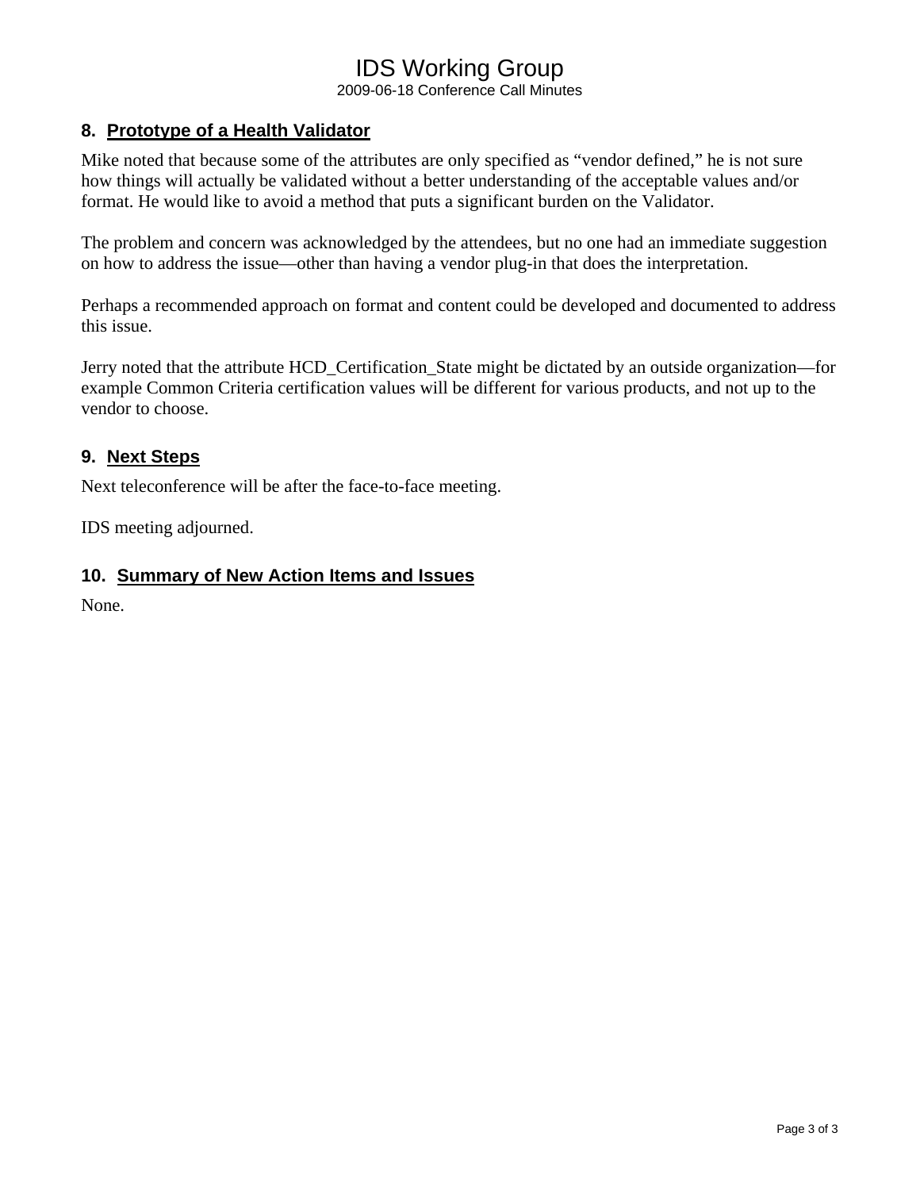## 8. Prototype of a Health Validator

Mike noted that because some of the attributes are only specified as "vendor defined," he is not sure how things will actually be validated without a better understanding of the acceptable values and/or format. He would like to avoid a method that puts a significant burden on the Validator.

The problem and concern was acknowledged by the attendees, but no one had an immediate suggestion on how to address the issue—other than having a vendor plug-in that does the interpretation.

Perhaps a recommended approach on format and content could be developed and documented to address this issue.

Jerry noted that the attribute HCD_Certification_State might be dictated by an outside organization—for example Common Criteria certification values will be different for various products, and not up to the vendor to choose.

## 9. Next Steps

Next teleconference will be after the face-to-face meeting.

IDS meeting adjourned.

## 10. Summary of New Action Items and Issues

None.